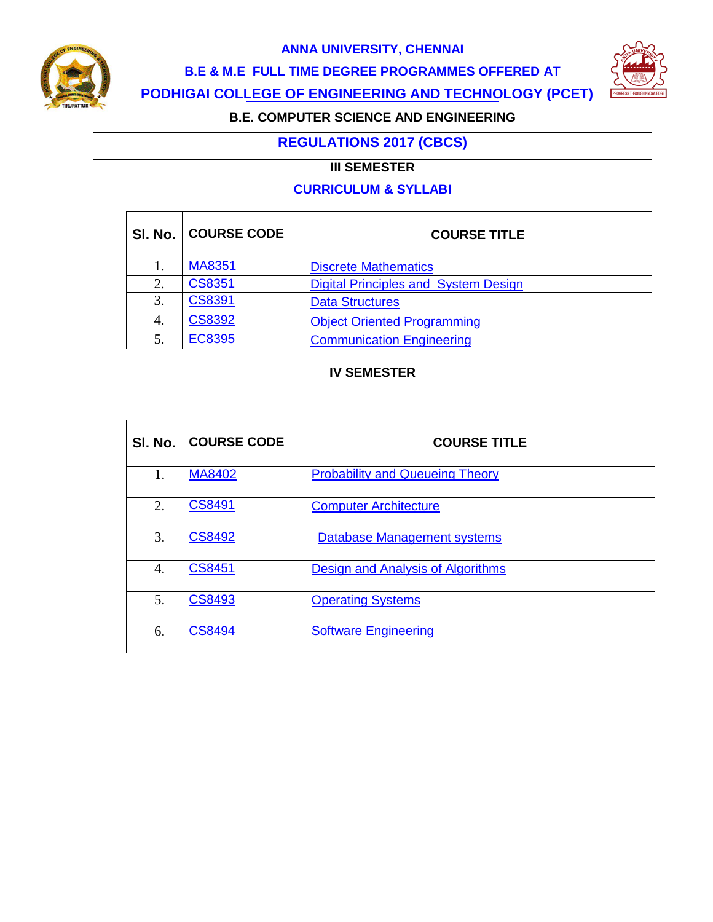# ANNA UNIVERSITY, CHENNAI

## B.E & M.E FULL TIME DEGREE PROGRAMMES OFFERED AT

## PODHIGAI COLLEGE OF ENGINEERING AND TECHNOLOGY (PCET)

### B.E. COMPUTER SCIENCE AND ENGINEERING

### REGULATIONS 2017 (CBCS)

### III SEMESTER

### CURRICULUM & SYLLABI

| Sl. No. | COURSE CODE | COURSE TITLE |
|---|---|---|
| 1. | MA8351 | Discrete Mathematics |
| 2. | CS8351 | Digital Principles and System Design |
| 3. | CS8391 | Data Structures |
| 4. | CS8392 | Object Oriented Programming |
| 5. | EC8395 | Communication Engineering |

### IV SEMESTER

| Sl. No. | COURSE CODE | COURSE TITLE |
|---|---|---|
| 1. | MA8402 | Probability and Queueing Theory |
| 2. | CS8491 | Computer Architecture |
| 3. | CS8492 | Database Management systems |
| 4. | CS8451 | Design and Analysis of Algorithms |
| 5. | CS8493 | Operating Systems |
| 6. | CS8494 | Software Engineering |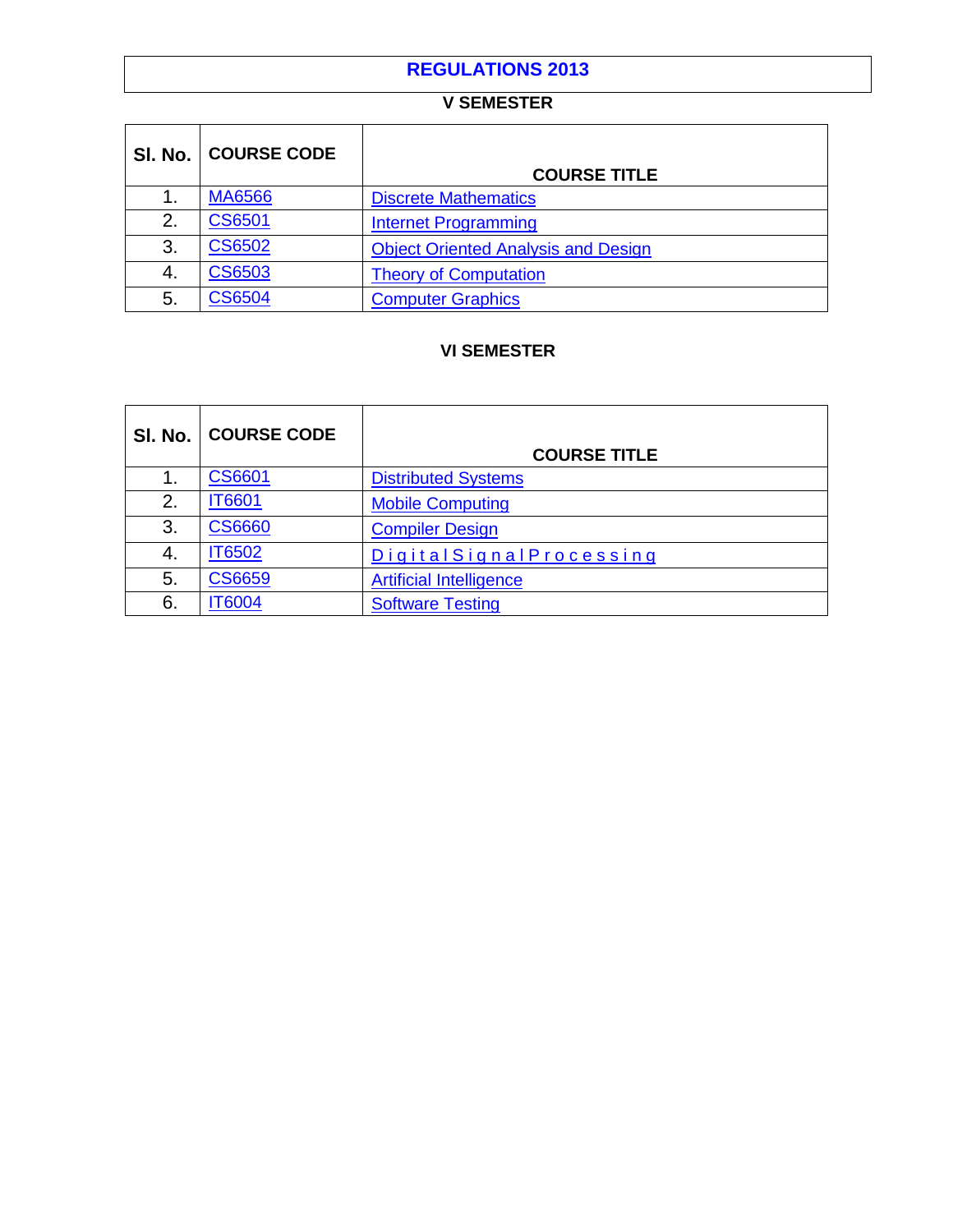# REGULATIONS 2013

## V SEMESTER

| Sl. No. | COURSE CODE | COURSE TITLE |
|---|---|---|
| 1. | MA6566 | Discrete Mathematics |
| 2. | CS6501 | Internet Programming |
| 3. | CS6502 | Object Oriented Analysis and Design |
| 4. | CS6503 | Theory of Computation |
| 5. | CS6504 | Computer Graphics |

## VI SEMESTER

| Sl. No. | COURSE CODE | COURSE TITLE |
|---|---|---|
| 1. | CS6601 | Distributed Systems |
| 2. | IT6601 | Mobile Computing |
| 3. | CS6660 | Compiler Design |
| 4. | IT6502 | Digital Signal Processing |
| 5. | CS6659 | Artificial Intelligence |
| 6. | IT6004 | Software Testing |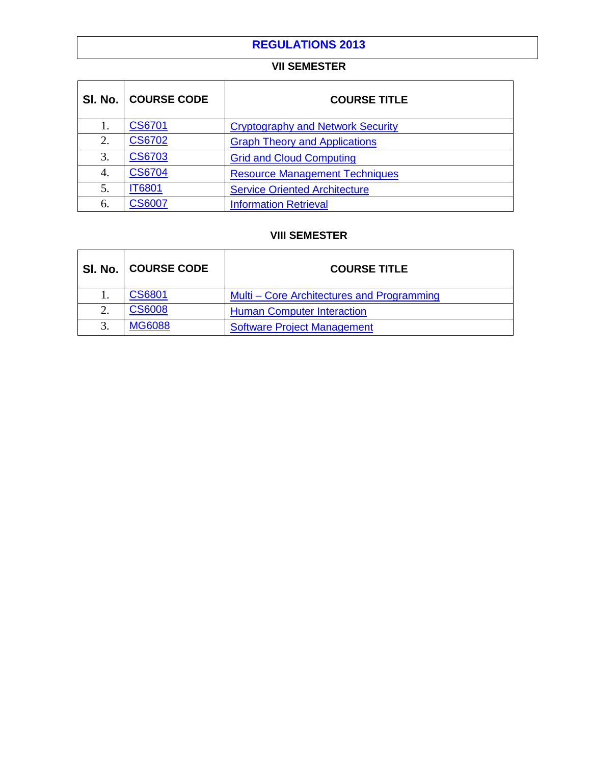# REGULATIONS 2013

## VII SEMESTER

| Sl. No. | COURSE CODE | COURSE TITLE |
|---|---|---|
| 1. | CS6701 | Cryptography and Network Security |
| 2. | CS6702 | Graph Theory and Applications |
| 3. | CS6703 | Grid and Cloud Computing |
| 4. | CS6704 | Resource Management Techniques |
| 5. | IT6801 | Service Oriented Architecture |
| 6. | CS6007 | Information Retrieval |

## VIII SEMESTER

| Sl. No. | COURSE CODE | COURSE TITLE |
|---|---|---|
| 1. | CS6801 | Multi – Core Architectures and Programming |
| 2. | CS6008 | Human Computer Interaction |
| 3. | MG6088 | Software Project Management |